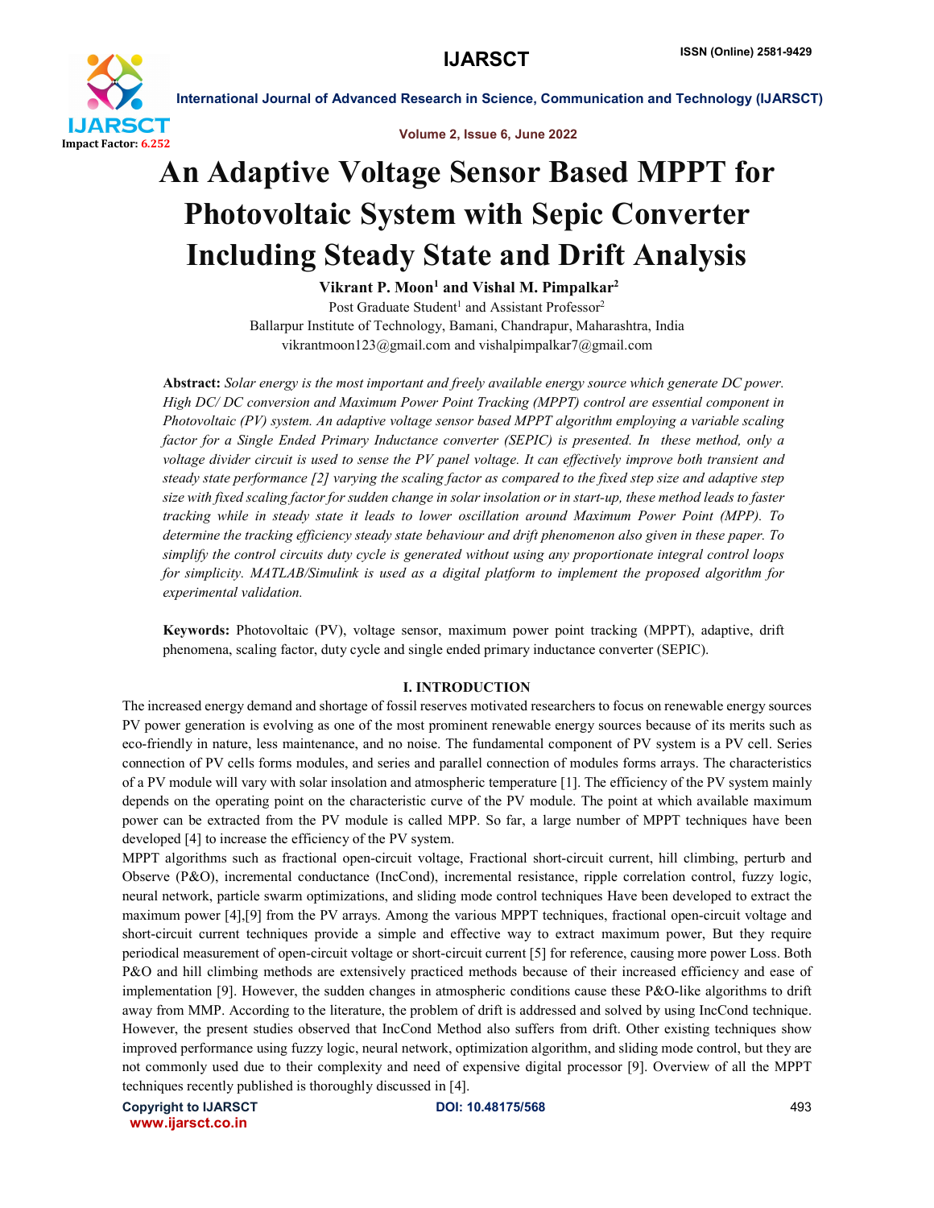# An Adaptive Voltage Sensor Based MPPT for Photovoltaic System with Sepic Converter Including Steady State and Drift Analysis

**Vikrant P. Moon[1] and Vishal M. Pimpalkar[2]**

Post Graduate Student[1] and Assistant Professor[2]

Ballarpur Institute of Technology, Bamani, Chandrapur, Maharashtra, India

vikrantmoon123@gmail.com and vishalpimpalkar7@gmail.com

**Abstract:** *Solar energy is the most important and freely available energy source which generate DC power. High DC/ DC conversion and Maximum Power Point Tracking (MPPT) control are essential component in Photovoltaic (PV) system. An adaptive voltage sensor based MPPT algorithm employing a variable scaling factor for a Single Ended Primary Inductance converter (SEPIC) is presented. In these method, only a voltage divider circuit is used to sense the PV panel voltage. It can effectively improve both transient and steady state performance [2] varying the scaling factor as compared to the fixed step size and adaptive step size with fixed scaling factor for sudden change in solar insolation or in start-up, these method leads to faster tracking while in steady state it leads to lower oscillation around Maximum Power Point (MPP). To determine the tracking efficiency steady state behaviour and drift phenomenon also given in these paper. To simplify the control circuits duty cycle is generated without using any proportionate integral control loops for simplicity. MATLAB/Simulink is used as a digital platform to implement the proposed algorithm for experimental validation.*

**Keywords:** Photovoltaic (PV), voltage sensor, maximum power point tracking (MPPT), adaptive, drift phenomena, scaling factor, duty cycle and single ended primary inductance converter (SEPIC).

## I. INTRODUCTION

The increased energy demand and shortage of fossil reserves motivated researchers to focus on renewable energy sources PV power generation is evolving as one of the most prominent renewable energy sources because of its merits such as eco-friendly in nature, less maintenance, and no noise. The fundamental component of PV system is a PV cell. Series connection of PV cells forms modules, and series and parallel connection of modules forms arrays. The characteristics of a PV module will vary with solar insolation and atmospheric temperature [1]. The efficiency of the PV system mainly depends on the operating point on the characteristic curve of the PV module. The point at which available maximum power can be extracted from the PV module is called MPP. So far, a large number of MPPT techniques have been developed [4] to increase the efficiency of the PV system.

MPPT algorithms such as fractional open-circuit voltage, Fractional short-circuit current, hill climbing, perturb and Observe (P&O), incremental conductance (IncCond), incremental resistance, ripple correlation control, fuzzy logic, neural network, particle swarm optimizations, and sliding mode control techniques Have been developed to extract the maximum power [4],[9] from the PV arrays. Among the various MPPT techniques, fractional open-circuit voltage and short-circuit current techniques provide a simple and effective way to extract maximum power, But they require periodical measurement of open-circuit voltage or short-circuit current [5] for reference, causing more power Loss. Both P&O and hill climbing methods are extensively practiced methods because of their increased efficiency and ease of implementation [9]. However, the sudden changes in atmospheric conditions cause these P&O-like algorithms to drift away from MMP. According to the literature, the problem of drift is addressed and solved by using IncCond technique. However, the present studies observed that IncCond Method also suffers from drift. Other existing techniques show improved performance using fuzzy logic, neural network, optimization algorithm, and sliding mode control, but they are not commonly used due to their complexity and need of expensive digital processor [9]. Overview of all the MPPT techniques recently published is thoroughly discussed in [4].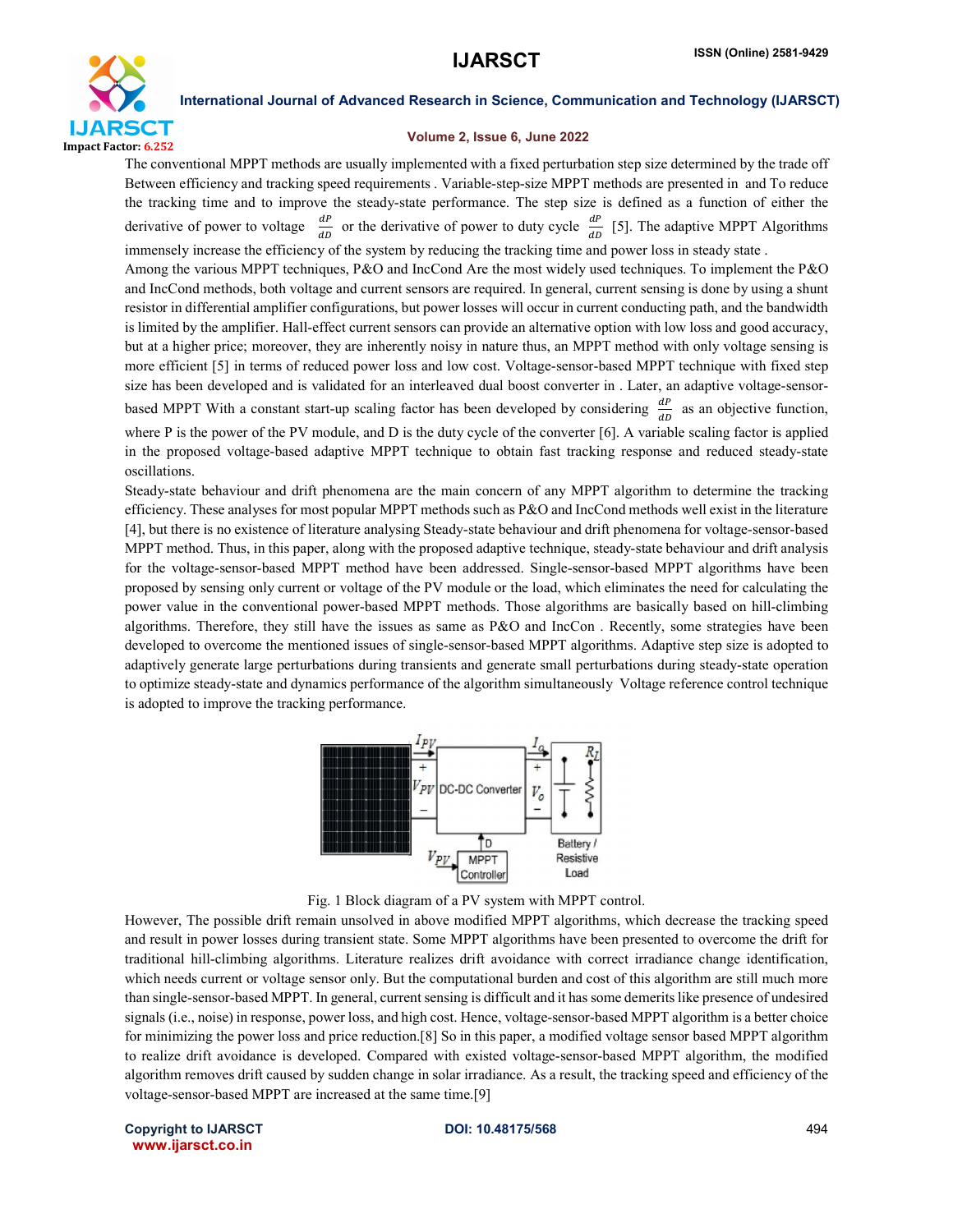The conventional MPPT methods are usually implemented with a fixed perturbation step size determined by the trade off Between efficiency and tracking speed requirements . Variable-step-size MPPT methods are presented in and To reduce the tracking time and to improve the steady-state performance. The step size is defined as a function of either the derivative of power to voltage $\frac{dP}{dD}$ or the derivative of power to duty cycle $\frac{dP}{dD}$ [5]. The adaptive MPPT Algorithms immensely increase the efficiency of the system by reducing the tracking time and power loss in steady state .

Among the various MPPT techniques, P&O and IncCond Are the most widely used techniques. To implement the P&O and IncCond methods, both voltage and current sensors are required. In general, current sensing is done by using a shunt resistor in differential amplifier configurations, but power losses will occur in current conducting path, and the bandwidth is limited by the amplifier. Hall-effect current sensors can provide an alternative option with low loss and good accuracy, but at a higher price; moreover, they are inherently noisy in nature thus, an MPPT method with only voltage sensing is more efficient [5] in terms of reduced power loss and low cost. Voltage-sensor-based MPPT technique with fixed step size has been developed and is validated for an interleaved dual boost converter in . Later, an adaptive voltage-sensor-based MPPT With a constant start-up scaling factor has been developed by considering $\frac{dP}{dD}$ as an objective function, where P is the power of the PV module, and D is the duty cycle of the converter [6]. A variable scaling factor is applied in the proposed voltage-based adaptive MPPT technique to obtain fast tracking response and reduced steady-state oscillations.

Steady-state behaviour and drift phenomena are the main concern of any MPPT algorithm to determine the tracking efficiency. These analyses for most popular MPPT methods such as P&O and IncCond methods well exist in the literature [4], but there is no existence of literature analysing Steady-state behaviour and drift phenomena for voltage-sensor-based MPPT method. Thus, in this paper, along with the proposed adaptive technique, steady-state behaviour and drift analysis for the voltage-sensor-based MPPT method have been addressed. Single-sensor-based MPPT algorithms have been proposed by sensing only current or voltage of the PV module or the load, which eliminates the need for calculating the power value in the conventional power-based MPPT methods. Those algorithms are basically based on hill-climbing algorithms. Therefore, they still have the issues as same as P&O and IncCon . Recently, some strategies have been developed to overcome the mentioned issues of single-sensor-based MPPT algorithms. Adaptive step size is adopted to adaptively generate large perturbations during transients and generate small perturbations during steady-state operation to optimize steady-state and dynamics performance of the algorithm simultaneously Voltage reference control technique is adopted to improve the tracking performance.

Fig. 1 Block diagram of a PV system with MPPT control.

However, The possible drift remain unsolved in above modified MPPT algorithms, which decrease the tracking speed and result in power losses during transient state. Some MPPT algorithms have been presented to overcome the drift for traditional hill-climbing algorithms. Literature realizes drift avoidance with correct irradiance change identification, which needs current or voltage sensor only. But the computational burden and cost of this algorithm are still much more than single-sensor-based MPPT. In general, current sensing is difficult and it has some demerits like presence of undesired signals (i.e., noise) in response, power loss, and high cost. Hence, voltage-sensor-based MPPT algorithm is a better choice for minimizing the power loss and price reduction.[8] So in this paper, a modified voltage sensor based MPPT algorithm to realize drift avoidance is developed. Compared with existed voltage-sensor-based MPPT algorithm, the modified algorithm removes drift caused by sudden change in solar irradiance. As a result, the tracking speed and efficiency of the voltage-sensor-based MPPT are increased at the same time.[9]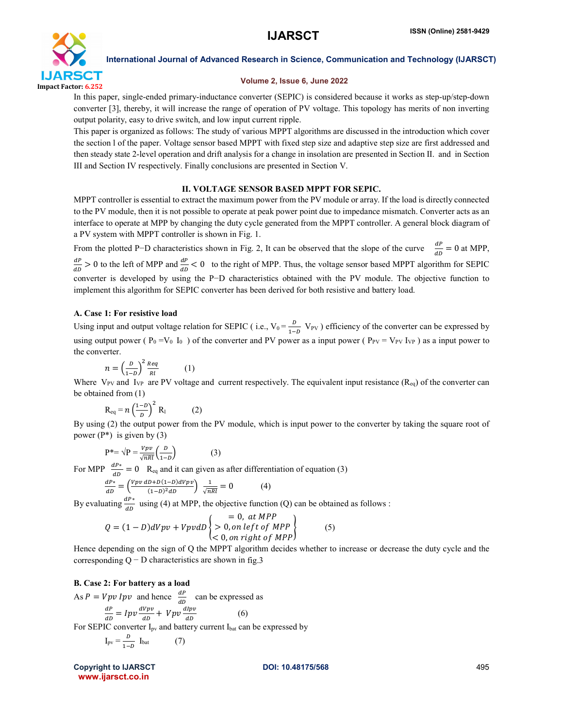In this paper, single-ended primary-inductance converter (SEPIC) is considered because it works as step-up/step-down converter [3], thereby, it will increase the range of operation of PV voltage. This topology has merits of non inverting output polarity, easy to drive switch, and low input current ripple.

This paper is organized as follows: The study of various MPPT algorithms are discussed in the introduction which cover the section l of the paper. Voltage sensor based MPPT with fixed step size and adaptive step size are first addressed and then steady state 2-level operation and drift analysis for a change in insolation are presented in Section II. and in Section III and Section IV respectively. Finally conclusions are presented in Section V.

## II. VOLTAGE SENSOR BASED MPPT FOR SEPIC.

MPPT controller is essential to extract the maximum power from the PV module or array. If the load is directly connected to the PV module, then it is not possible to operate at peak power point due to impedance mismatch. Converter acts as an interface to operate at MPP by changing the duty cycle generated from the MPPT controller. A general block diagram of a PV system with MPPT controller is shown in Fig. 1.

From the plotted P−D characteristics shown in Fig. 2, It can be observed that the slope of the curve $\frac{dP}{dD} = 0$ at MPP, $\frac{dP}{dD} > 0$ to the left of MPP and $\frac{dP}{dD} < 0$ to the right of MPP. Thus, the voltage sensor based MPPT algorithm for SEPIC converter is developed by using the P−D characteristics obtained with the PV module. The objective function to implement this algorithm for SEPIC converter has been derived for both resistive and battery load.

### A. Case 1: For resistive load

Using input and output voltage relation for SEPIC ( i.e., $V_0 = \frac{D}{1-D} V_{PV}$ ) efficiency of the converter can be expressed by using output power ( $P_0 = V_0 I_0$ ) of the converter and PV power as a input power ( $P_{PV} = V_{PV} I_{VP}$ ) as a input power to the converter.

$$n = \left(\frac{D}{1-D}\right)^2 \frac{Req}{Rl} \qquad (1)$$

Where $V_{PV}$ and $I_{VP}$ are PV voltage and current respectively. The equivalent input resistance ($R_{eq}$) of the converter can be obtained from (1)

$$R_{eq} = n\left(\frac{1-D}{D}\right)^2 R_l \qquad (2)$$

By using (2) the output power from the PV module, which is input power to the converter by taking the square root of power (P*) is given by (3)

$$P^* = \sqrt{P} = \frac{Vpv}{\sqrt{nRl}}\left(\frac{D}{1-D}\right) \qquad (3)$$

For MPP $\frac{dP*}{dD} = 0$ $R_{eq}$ and it can given as after differentiation of equation (3)

$$\frac{dP*}{dD} = \left(\frac{Vpv\ dD + D(1-D)dVpv}{(1-D)^2 dD}\right) \frac{1}{\sqrt{nRl}} = 0 \qquad (4)$$

By evaluating $\frac{dP*}{dD}$ using (4) at MPP, the objective function (Q) can be obtained as follows :

$$Q = (1-D)dVpv + VpvdD \begin{Bmatrix} = 0,\ at\ MPP \\ > 0, on\ left\ of\ MPP \\ < 0, on\ right\ of\ MPP \end{Bmatrix} \qquad (5)$$

Hence depending on the sign of Q the MPPT algorithm decides whether to increase or decrease the duty cycle and the corresponding Q − D characteristics are shown in fig.3

### B. Case 2: For battery as a load

As $P = Vpv\ Ipv$ and hence $\frac{dP}{dD}$ can be expressed as

$$\frac{dP}{dD} = Ipv\frac{dVpv}{dD} + Vpv\frac{dIpv}{dD} \qquad (6)$$

For SEPIC converter $I_{pv}$ and battery current $I_{bat}$ can be expressed by

$$I_{pv} = \frac{D}{1-D} I_{bat} \qquad (7)$$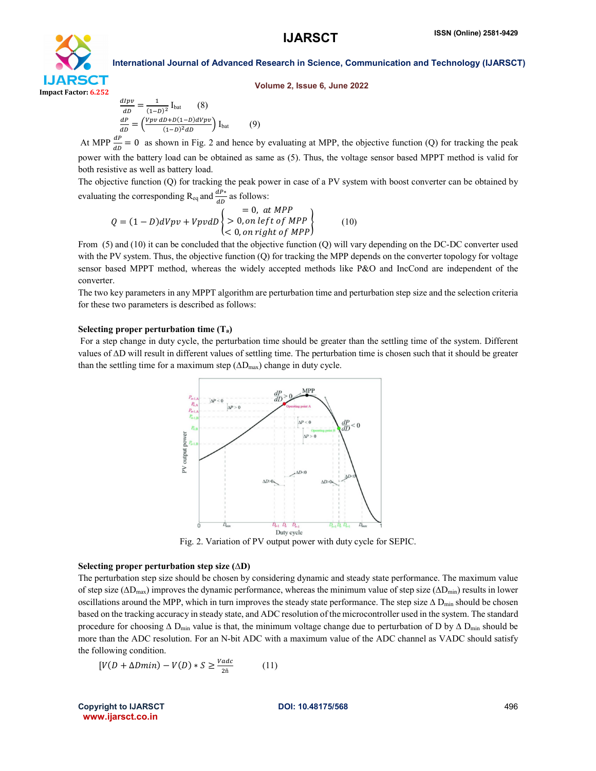$$\frac{dIpv}{dD} = \frac{1}{(1-D)^2} \text{I}_{\text{bat}} \qquad (8)$$

$$\frac{dP}{dD} = \left(\frac{Vpv\, dD + D(1-D)dVpv}{(1-D)^2 dD}\right) \text{I}_{\text{bat}} \qquad (9)$$

At MPP $\frac{dP}{dD} = 0$ as shown in Fig. 2 and hence by evaluating at MPP, the objective function (Q) for tracking the peak power with the battery load can be obtained as same as (5). Thus, the voltage sensor based MPPT method is valid for both resistive as well as battery load.

The objective function (Q) for tracking the peak power in case of a PV system with boost converter can be obtained by evaluating the corresponding $\text{R}_{\text{eq}}$ and $\frac{dP*}{dD}$ as follows:

$$Q = (1-D)dVpv + VpvdD \begin{Bmatrix} = 0,\ at\ MPP \\ > 0, on\ left\ of\ MPP \\ < 0, on\ right\ of\ MPP \end{Bmatrix} \qquad (10)$$

From (5) and (10) it can be concluded that the objective function (Q) will vary depending on the DC-DC converter used with the PV system. Thus, the objective function (Q) for tracking the MPP depends on the converter topology for voltage sensor based MPPT method, whereas the widely accepted methods like P&O and IncCond are independent of the converter.

The two key parameters in any MPPT algorithm are perturbation time and perturbation step size and the selection criteria for these two parameters is described as follows:

**Selecting proper perturbation time ($T_a$)**

For a step change in duty cycle, the perturbation time should be greater than the settling time of the system. Different values of $\Delta D$ will result in different values of settling time. The perturbation time is chosen such that it should be greater than the settling time for a maximum step ($\Delta D_{max}$) change in duty cycle.

Fig. 2. Variation of PV output power with duty cycle for SEPIC.

**Selecting proper perturbation step size ($\Delta D$)**

The perturbation step size should be chosen by considering dynamic and steady state performance. The maximum value of step size ($\Delta D_{max}$) improves the dynamic performance, whereas the minimum value of step size ($\Delta D_{min}$) results in lower oscillations around the MPP, which in turn improves the steady state performance. The step size $\Delta D_{min}$ should be chosen based on the tracking accuracy in steady state, and ADC resolution of the microcontroller used in the system. The standard procedure for choosing $\Delta D_{min}$ value is that, the minimum voltage change due to perturbation of D by $\Delta D_{min}$ should be more than the ADC resolution. For an N-bit ADC with a maximum value of the ADC channel as VADC should satisfy the following condition.

$$[V(D + \Delta Dmin) - V(D) * S \geq \frac{Vadc}{2\bar{n}} \qquad (11)$$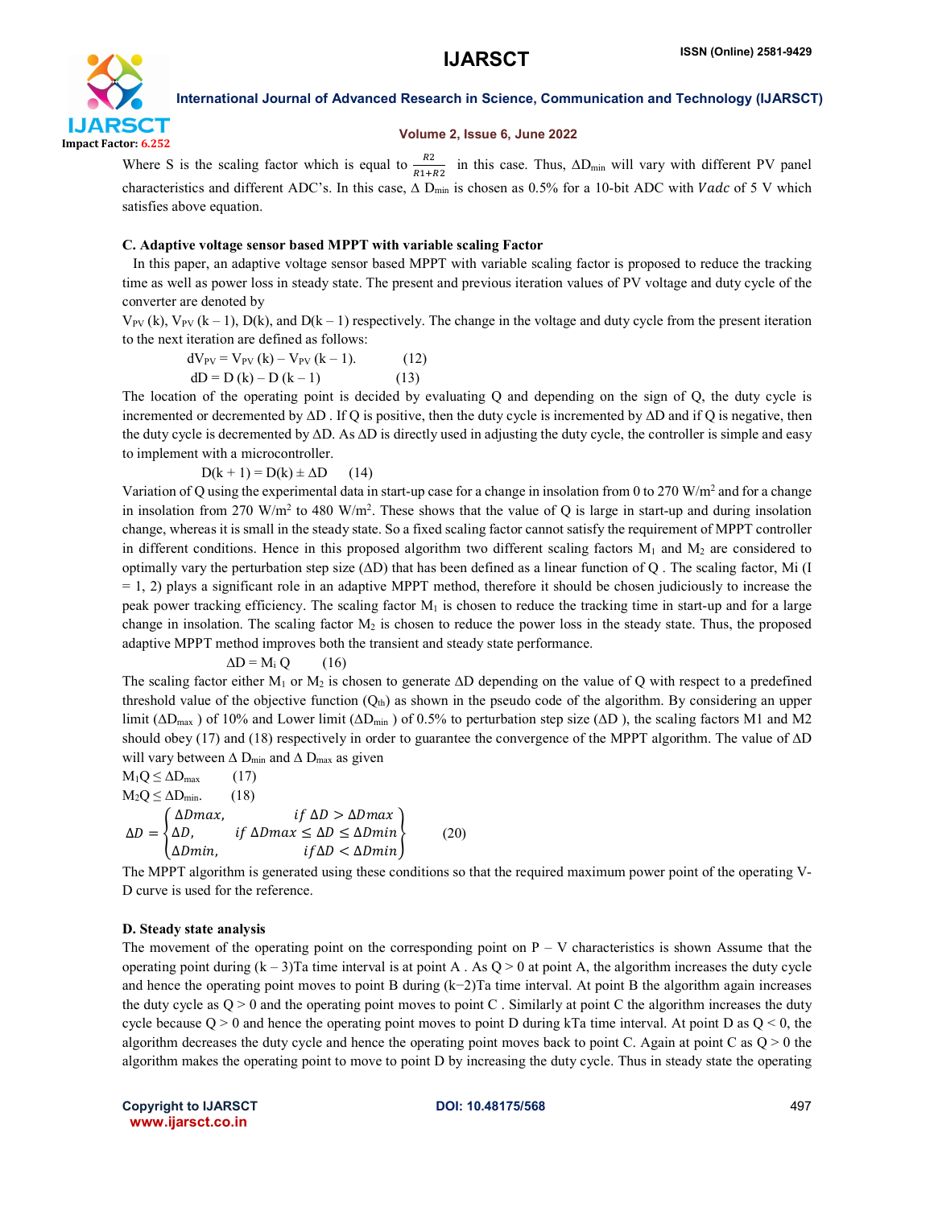Where S is the scaling factor which is equal to $\frac{R2}{R1+R2}$ in this case. Thus, $\Delta D_{min}$ will vary with different PV panel characteristics and different ADC's. In this case, $\Delta D_{min}$ is chosen as 0.5% for a 10-bit ADC with $Vadc$ of 5 V which satisfies above equation.

### C. Adaptive voltage sensor based MPPT with variable scaling Factor

In this paper, an adaptive voltage sensor based MPPT with variable scaling factor is proposed to reduce the tracking time as well as power loss in steady state. The present and previous iteration values of PV voltage and duty cycle of the converter are denoted by

$V_{PV}(k)$, $V_{PV}(k-1)$, $D(k)$, and $D(k-1)$ respectively. The change in the voltage and duty cycle from the present iteration to the next iteration are defined as follows:

$$dV_{PV} = V_{PV}(k) - V_{PV}(k-1). \quad (12)$$

$$dD = D(k) - D(k-1) \quad (13)$$

The location of the operating point is decided by evaluating Q and depending on the sign of Q, the duty cycle is incremented or decremented by ΔD . If Q is positive, then the duty cycle is incremented by ΔD and if Q is negative, then the duty cycle is decremented by ΔD. As ΔD is directly used in adjusting the duty cycle, the controller is simple and easy to implement with a microcontroller.

$$D(k+1) = D(k) \pm \Delta D \quad (14)$$

Variation of Q using the experimental data in start-up case for a change in insolation from 0 to 270 $W/m^2$ and for a change in insolation from 270 $W/m^2$ to 480 $W/m^2$. These shows that the value of Q is large in start-up and during insolation change, whereas it is small in the steady state. So a fixed scaling factor cannot satisfy the requirement of MPPT controller in different conditions. Hence in this proposed algorithm two different scaling factors $M_1$ and $M_2$ are considered to optimally vary the perturbation step size (ΔD) that has been defined as a linear function of Q . The scaling factor, Mi (I = 1, 2) plays a significant role in an adaptive MPPT method, therefore it should be chosen judiciously to increase the peak power tracking efficiency. The scaling factor $M_1$ is chosen to reduce the tracking time in start-up and for a large change in insolation. The scaling factor $M_2$ is chosen to reduce the power loss in the steady state. Thus, the proposed adaptive MPPT method improves both the transient and steady state performance.

$$\Delta D = M_i Q \quad (16)$$

The scaling factor either $M_1$ or $M_2$ is chosen to generate ΔD depending on the value of Q with respect to a predefined threshold value of the objective function ($Q_{th}$) as shown in the pseudo code of the algorithm. By considering an upper limit ($\Delta D_{max}$ ) of 10% and Lower limit ($\Delta D_{min}$ ) of 0.5% to perturbation step size (ΔD ), the scaling factors M1 and M2 should obey (17) and (18) respectively in order to guarantee the convergence of the MPPT algorithm. The value of ΔD will vary between $\Delta D_{min}$ and $\Delta D_{max}$ as given

$$M_1 Q \leq \Delta D_{max} \quad (17)$$

$$M_2 Q \leq \Delta D_{min}. \quad (18)$$

$$\Delta D = \begin{Bmatrix} \Delta Dmax, & if\ \Delta D > \Delta Dmax \\ \Delta D, & if\ \Delta Dmax \leq \Delta D \leq \Delta Dmin \\ \Delta Dmin, & if\ \Delta D < \Delta Dmin \end{Bmatrix} \quad (20)$$

The MPPT algorithm is generated using these conditions so that the required maximum power point of the operating V-D curve is used for the reference.

### D. Steady state analysis

The movement of the operating point on the corresponding point on P – V characteristics is shown Assume that the operating point during (k – 3)Ta time interval is at point A . As Q > 0 at point A, the algorithm increases the duty cycle and hence the operating point moves to point B during (k−2)Ta time interval. At point B the algorithm again increases the duty cycle as Q > 0 and the operating point moves to point C . Similarly at point C the algorithm increases the duty cycle because Q > 0 and hence the operating point moves to point D during kTa time interval. At point D as Q < 0, the algorithm decreases the duty cycle and hence the operating point moves back to point C. Again at point C as Q > 0 the algorithm makes the operating point to move to point D by increasing the duty cycle. Thus in steady state the operating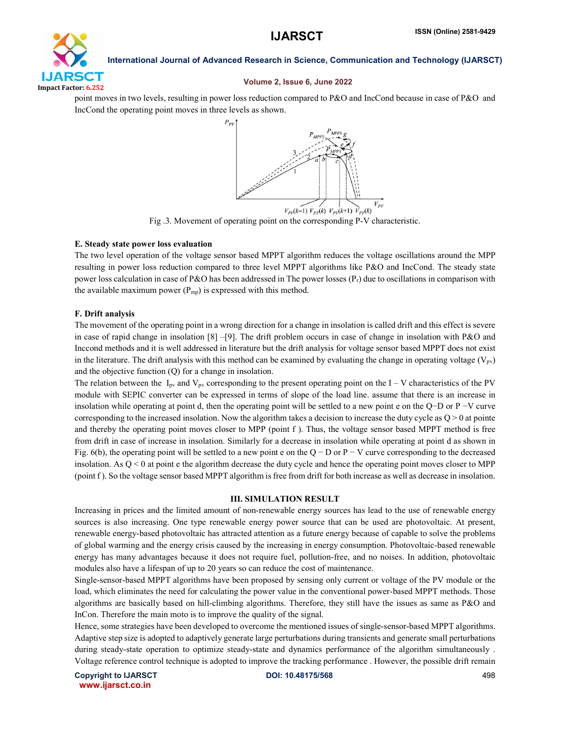point moves in two levels, resulting in power loss reduction compared to P&O and IncCond because in case of P&O and IncCond the operating point moves in three levels as shown.

Fig .3. Movement of operating point on the corresponding P-V characteristic.

### E. Steady state power loss evaluation

The two level operation of the voltage sensor based MPPT algorithm reduces the voltage oscillations around the MPP resulting in power loss reduction compared to three level MPPT algorithms like P&O and IncCond. The steady state power loss calculation in case of P&O has been addressed in The power losses ($P_r$) due to oscillations in comparison with the available maximum power ($P_{mp}$) is expressed with this method.

### F. Drift analysis

The movement of the operating point in a wrong direction for a change in insolation is called drift and this effect is severe in case of rapid change in insolation [8] –[9]. The drift problem occurs in case of change in insolation with P&O and Inccond methods and it is well addressed in literature but the drift analysis for voltage sensor based MPPT does not exist in the literature. The drift analysis with this method can be examined by evaluating the change in operating voltage ($V_{pv}$) and the objective function (Q) for a change in insolation.

The relation between the $I_{pv}$ and $V_{pv}$ corresponding to the present operating point on the I – V characteristics of the PV module with SEPIC converter can be expressed in terms of slope of the load line. assume that there is an increase in insolation while operating at point d, then the operating point will be settled to a new point e on the Q−D or P −V curve corresponding to the increased insolation. Now the algorithm takes a decision to increase the duty cycle as $Q > 0$ at pointe and thereby the operating point moves closer to MPP (point f ). Thus, the voltage sensor based MPPT method is free from drift in case of increase in insolation. Similarly for a decrease in insolation while operating at point d as shown in Fig. 6(b), the operating point will be settled to a new point e on the Q − D or P − V curve corresponding to the decreased insolation. As $Q < 0$ at point e the algorithm decrease the duty cycle and hence the operating point moves closer to MPP (point f ). So the voltage sensor based MPPT algorithm is free from drift for both increase as well as decrease in insolation.

## III. SIMULATION RESULT

Increasing in prices and the limited amount of non-renewable energy sources has lead to the use of renewable energy sources is also increasing. One type renewable energy power source that can be used are photovoltaic. At present, renewable energy-based photovoltaic has attracted attention as a future energy because of capable to solve the problems of global warming and the energy crisis caused by the increasing in energy consumption. Photovoltaic-based renewable energy has many advantages because it does not require fuel, pollution-free, and no noises. In addition, photovoltaic modules also have a lifespan of up to 20 years so can reduce the cost of maintenance.

Single-sensor-based MPPT algorithms have been proposed by sensing only current or voltage of the PV module or the load, which eliminates the need for calculating the power value in the conventional power-based MPPT methods. Those algorithms are basically based on hill-climbing algorithms. Therefore, they still have the issues as same as P&O and InCon. Therefore the main moto is to improve the quality of the signal.

Hence, some strategies have been developed to overcome the mentioned issues of single-sensor-based MPPT algorithms. Adaptive step size is adopted to adaptively generate large perturbations during transients and generate small perturbations during steady-state operation to optimize steady-state and dynamics performance of the algorithm simultaneously . Voltage reference control technique is adopted to improve the tracking performance . However, the possible drift remain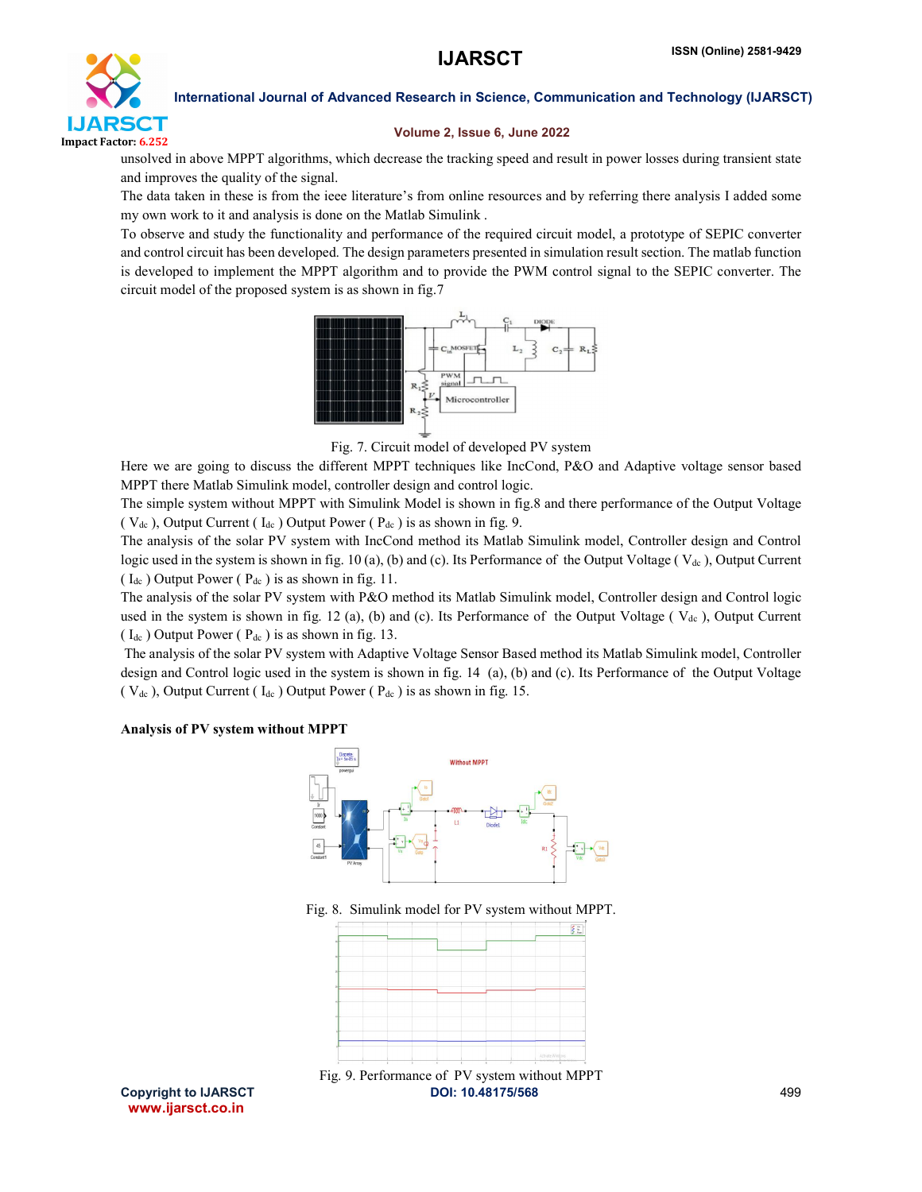unsolved in above MPPT algorithms, which decrease the tracking speed and result in power losses during transient state and improves the quality of the signal.

The data taken in these is from the ieee literature's from online resources and by referring there analysis I added some my own work to it and analysis is done on the Matlab Simulink .

To observe and study the functionality and performance of the required circuit model, a prototype of SEPIC converter and control circuit has been developed. The design parameters presented in simulation result section. The matlab function is developed to implement the MPPT algorithm and to provide the PWM control signal to the SEPIC converter. The circuit model of the proposed system is as shown in fig.7

Fig. 7. Circuit model of developed PV system

Here we are going to discuss the different MPPT techniques like IncCond, P&O and Adaptive voltage sensor based MPPT there Matlab Simulink model, controller design and control logic.

The simple system without MPPT with Simulink Model is shown in fig.8 and there performance of the Output Voltage ( $V_{dc}$ ), Output Current ( $I_{dc}$ ) Output Power ( $P_{dc}$ ) is as shown in fig. 9.

The analysis of the solar PV system with IncCond method its Matlab Simulink model, Controller design and Control logic used in the system is shown in fig. 10 (a), (b) and (c). Its Performance of the Output Voltage ( $V_{dc}$ ), Output Current ( $I_{dc}$ ) Output Power ( $P_{dc}$ ) is as shown in fig. 11.

The analysis of the solar PV system with P&O method its Matlab Simulink model, Controller design and Control logic used in the system is shown in fig. 12 (a), (b) and (c). Its Performance of the Output Voltage ( $V_{dc}$ ), Output Current ( $I_{dc}$ ) Output Power ( $P_{dc}$ ) is as shown in fig. 13.

The analysis of the solar PV system with Adaptive Voltage Sensor Based method its Matlab Simulink model, Controller design and Control logic used in the system is shown in fig. 14 (a), (b) and (c). Its Performance of the Output Voltage ( $V_{dc}$ ), Output Current ( $I_{dc}$ ) Output Power ( $P_{dc}$ ) is as shown in fig. 15.

**Analysis of PV system without MPPT**

Fig. 8. Simulink model for PV system without MPPT.

Fig. 9. Performance of PV system without MPPT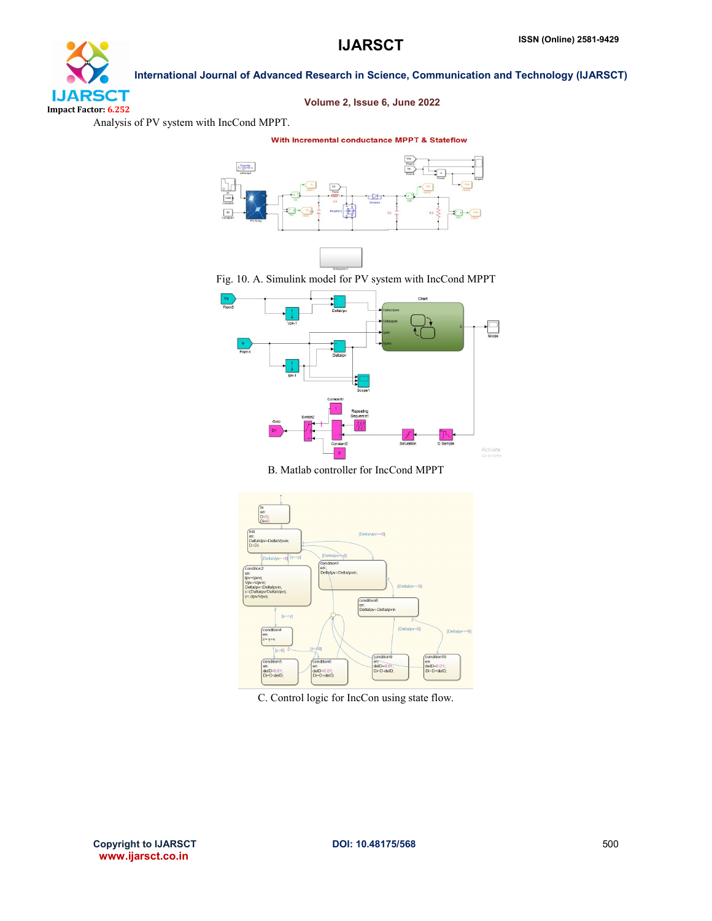Analysis of PV system with IncCond MPPT.

Fig. 10. A. Simulink model for PV system with IncCond MPPT

B. Matlab controller for IncCond MPPT

C. Control logic for IncCon using state flow.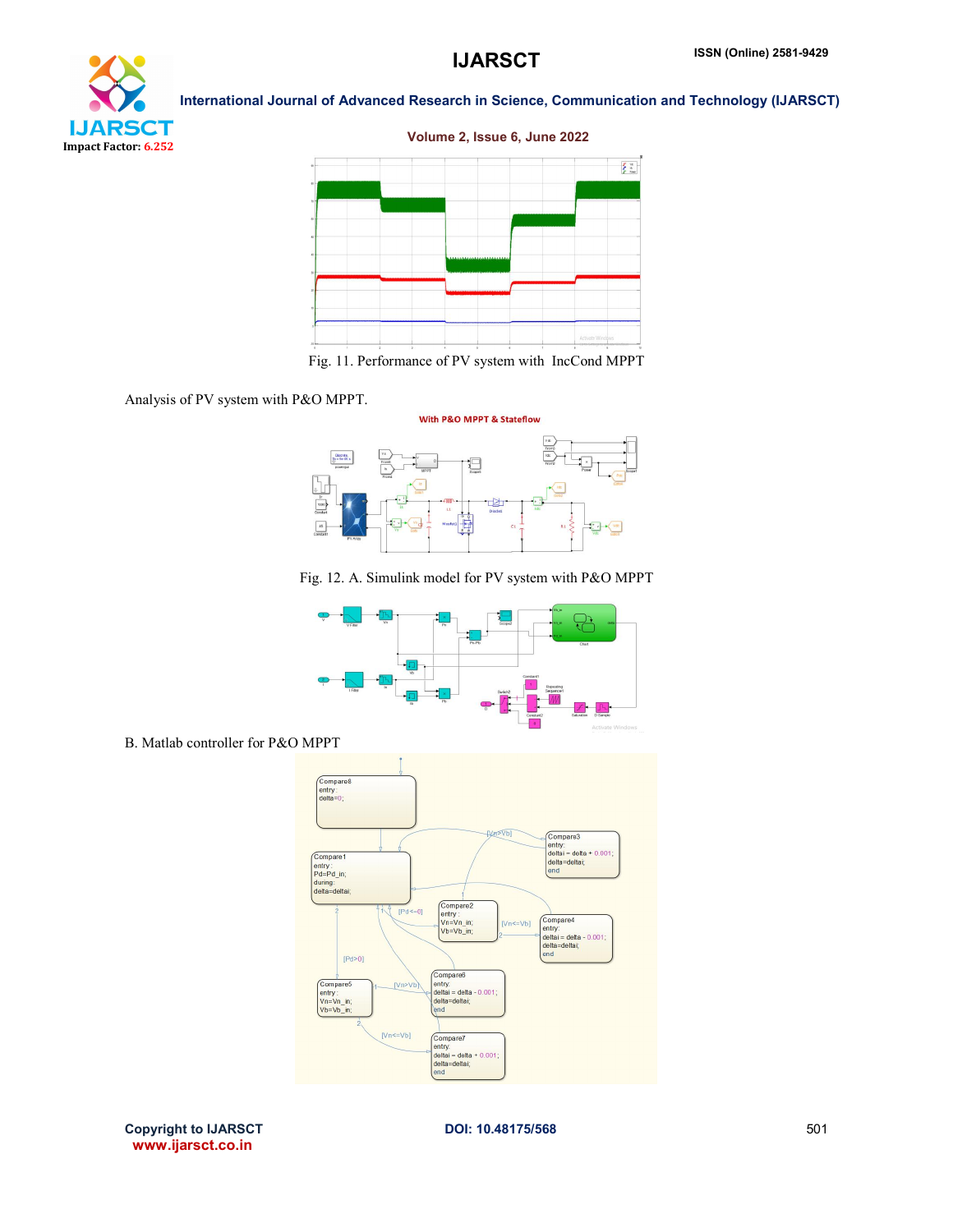Fig. 11. Performance of PV system with IncCond MPPT

Analysis of PV system with P&O MPPT.

Fig. 12. A. Simulink model for PV system with P&O MPPT

B. Matlab controller for P&O MPPT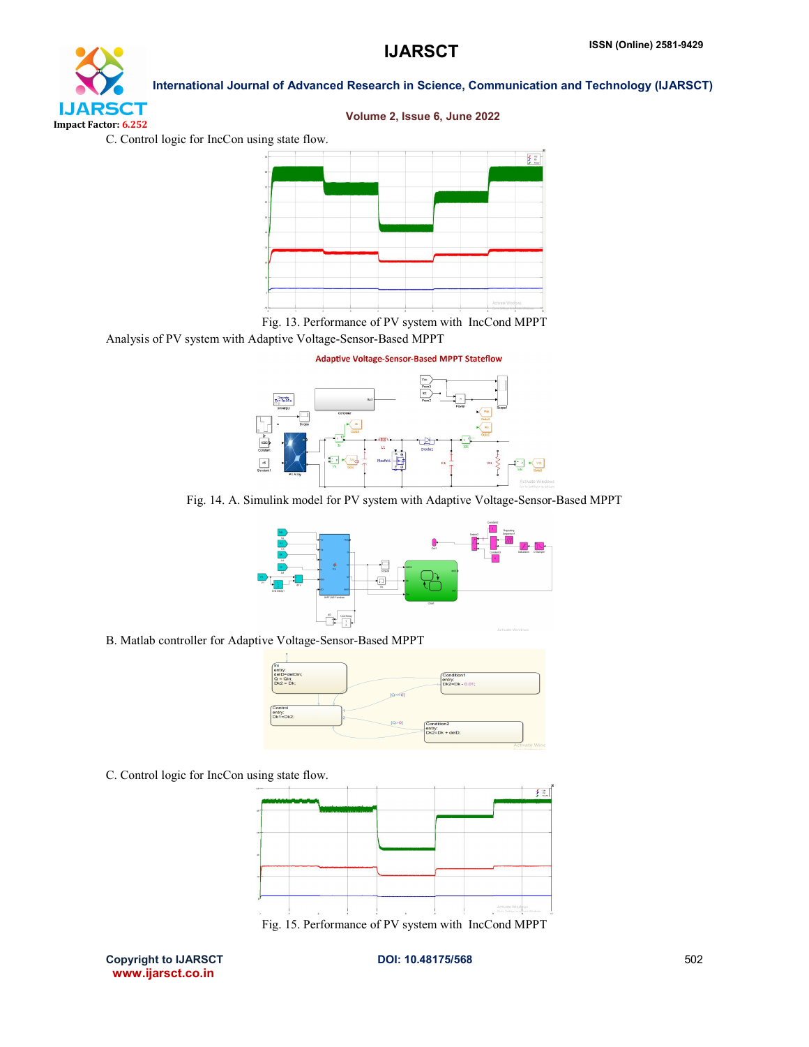C. Control logic for IncCon using state flow.

Fig. 13. Performance of PV system with IncCond MPPT

Analysis of PV system with Adaptive Voltage-Sensor-Based MPPT

Fig. 14. A. Simulink model for PV system with Adaptive Voltage-Sensor-Based MPPT

B. Matlab controller for Adaptive Voltage-Sensor-Based MPPT

C. Control logic for IncCon using state flow.

Fig. 15. Performance of PV system with IncCond MPPT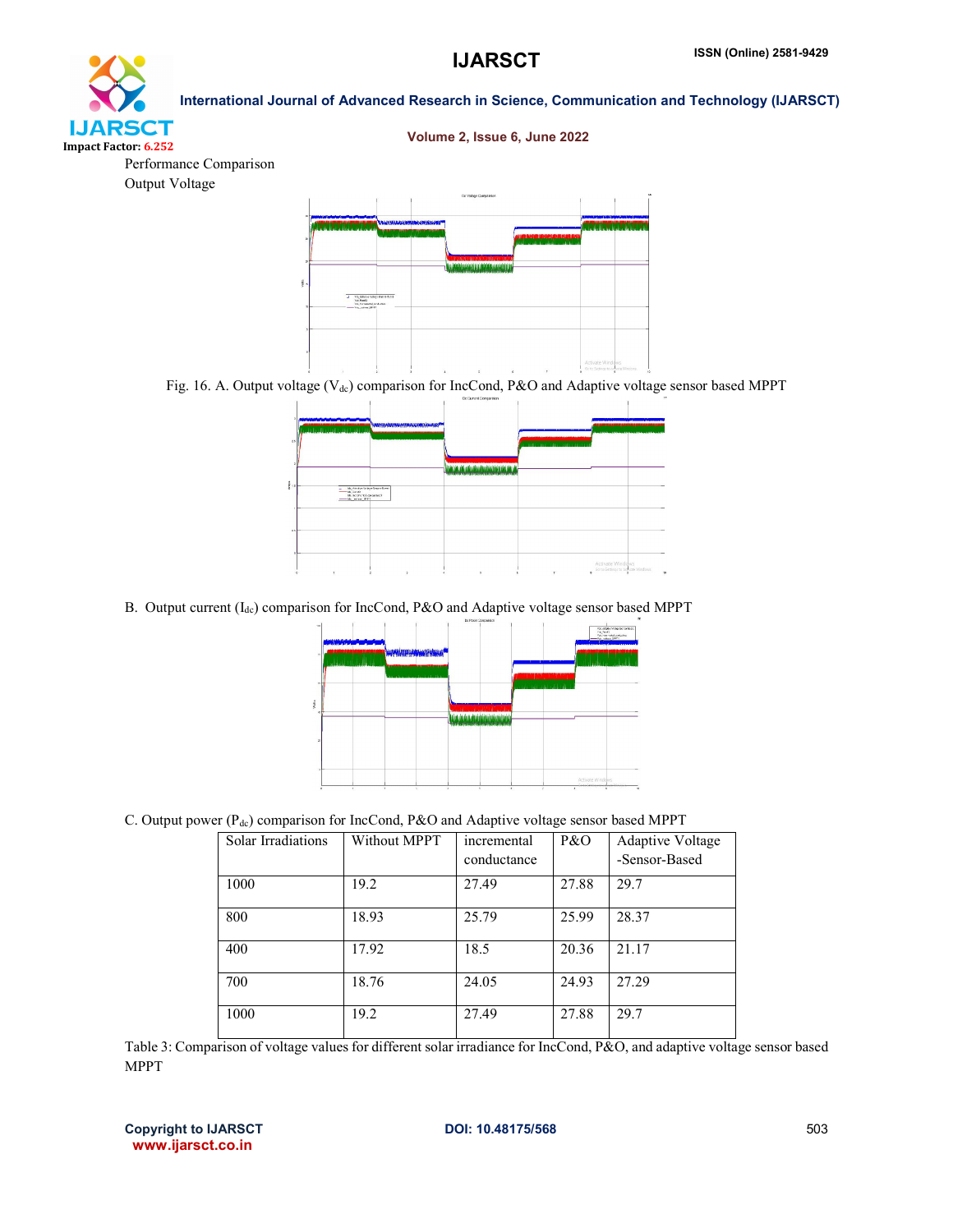Performance Comparison

Output Voltage

Fig. 16. A. Output voltage ($V_{dc}$) comparison for IncCond, P&O and Adaptive voltage sensor based MPPT

B. Output current ($I_{dc}$) comparison for IncCond, P&O and Adaptive voltage sensor based MPPT

C. Output power ($P_{dc}$) comparison for IncCond, P&O and Adaptive voltage sensor based MPPT

| Solar Irradiations | Without MPPT | incremental conductance | P&O | Adaptive Voltage -Sensor-Based |
|---|---|---|---|---|
| 1000 | 19.2 | 27.49 | 27.88 | 29.7 |
| 800 | 18.93 | 25.79 | 25.99 | 28.37 |
| 400 | 17.92 | 18.5 | 20.36 | 21.17 |
| 700 | 18.76 | 24.05 | 24.93 | 27.29 |
| 1000 | 19.2 | 27.49 | 27.88 | 29.7 |

Table 3: Comparison of voltage values for different solar irradiance for IncCond, P&O, and adaptive voltage sensor based MPPT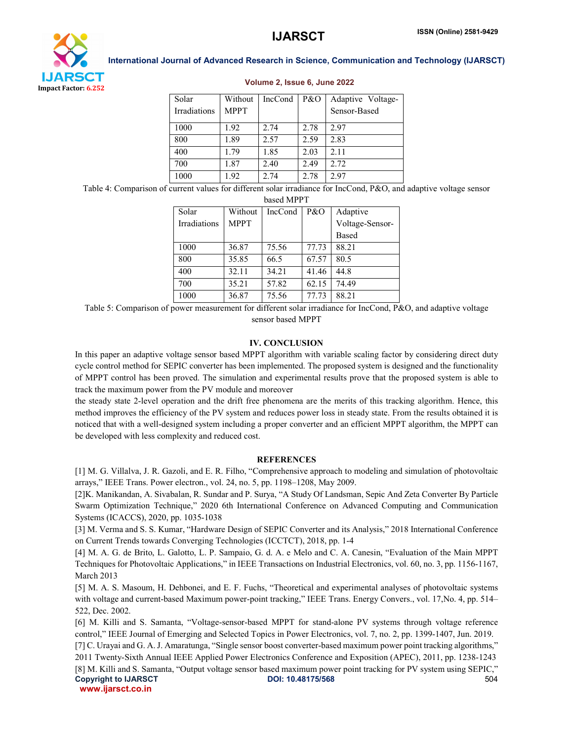| Solar Irradiations | Without MPPT | IncCond | P&O | Adaptive Voltage-Sensor-Based |
|---|---|---|---|---|
| 1000 | 1.92 | 2.74 | 2.78 | 2.97 |
| 800 | 1.89 | 2.57 | 2.59 | 2.83 |
| 400 | 1.79 | 1.85 | 2.03 | 2.11 |
| 700 | 1.87 | 2.40 | 2.49 | 2.72 |
| 1000 | 1.92 | 2.74 | 2.78 | 2.97 |

Table 4: Comparison of current values for different solar irradiance for IncCond, P&O, and adaptive voltage sensor based MPPT

| Solar Irradiations | Without MPPT | IncCond | P&O | Adaptive Voltage-Sensor-Based |
|---|---|---|---|---|
| 1000 | 36.87 | 75.56 | 77.73 | 88.21 |
| 800 | 35.85 | 66.5 | 67.57 | 80.5 |
| 400 | 32.11 | 34.21 | 41.46 | 44.8 |
| 700 | 35.21 | 57.82 | 62.15 | 74.49 |
| 1000 | 36.87 | 75.56 | 77.73 | 88.21 |

Table 5: Comparison of power measurement for different solar irradiance for IncCond, P&O, and adaptive voltage sensor based MPPT

## IV. CONCLUSION

In this paper an adaptive voltage sensor based MPPT algorithm with variable scaling factor by considering direct duty cycle control method for SEPIC converter has been implemented. The proposed system is designed and the functionality of MPPT control has been proved. The simulation and experimental results prove that the proposed system is able to track the maximum power from the PV module and moreover

the steady state 2-level operation and the drift free phenomena are the merits of this tracking algorithm. Hence, this method improves the efficiency of the PV system and reduces power loss in steady state. From the results obtained it is noticed that with a well-designed system including a proper converter and an efficient MPPT algorithm, the MPPT can be developed with less complexity and reduced cost.

## REFERENCES

[1] M. G. Villalva, J. R. Gazoli, and E. R. Filho, "Comprehensive approach to modeling and simulation of photovoltaic arrays," IEEE Trans. Power electron., vol. 24, no. 5, pp. 1198–1208, May 2009.

[2]K. Manikandan, A. Sivabalan, R. Sundar and P. Surya, "A Study Of Landsman, Sepic And Zeta Converter By Particle Swarm Optimization Technique," 2020 6th International Conference on Advanced Computing and Communication Systems (ICACCS), 2020, pp. 1035-1038

[3] M. Verma and S. S. Kumar, "Hardware Design of SEPIC Converter and its Analysis," 2018 International Conference on Current Trends towards Converging Technologies (ICCTCT), 2018, pp. 1-4

[4] M. A. G. de Brito, L. Galotto, L. P. Sampaio, G. d. A. e Melo and C. A. Canesin, "Evaluation of the Main MPPT Techniques for Photovoltaic Applications," in IEEE Transactions on Industrial Electronics, vol. 60, no. 3, pp. 1156-1167, March 2013

[5] M. A. S. Masoum, H. Dehbonei, and E. F. Fuchs, "Theoretical and experimental analyses of photovoltaic systems with voltage and current-based Maximum power-point tracking," IEEE Trans. Energy Convers., vol. 17,No. 4, pp. 514–522, Dec. 2002.

[6] M. Killi and S. Samanta, "Voltage-sensor-based MPPT for stand-alone PV systems through voltage reference control," IEEE Journal of Emerging and Selected Topics in Power Electronics, vol. 7, no. 2, pp. 1399-1407, Jun. 2019.

[7] C. Urayai and G. A. J. Amaratunga, "Single sensor boost converter-based maximum power point tracking algorithms," 2011 Twenty-Sixth Annual IEEE Applied Power Electronics Conference and Exposition (APEC), 2011, pp. 1238-1243

[8] M. Killi and S. Samanta, "Output voltage sensor based maximum power point tracking for PV system using SEPIC,"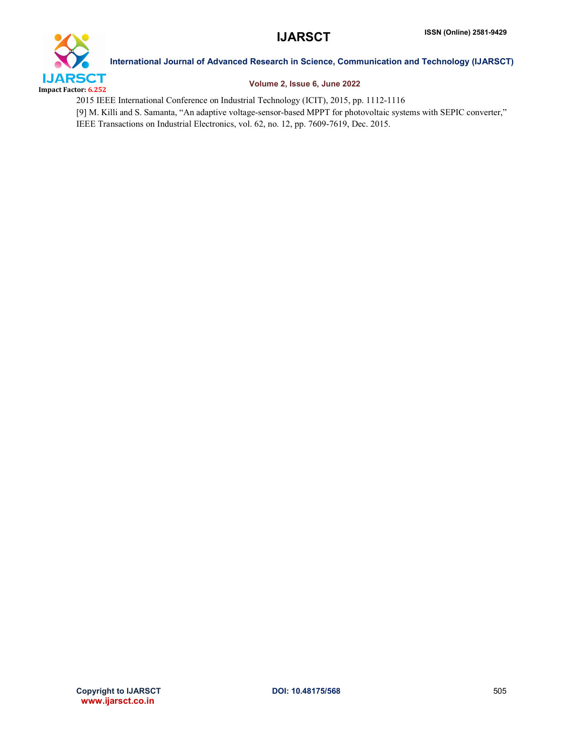2015 IEEE International Conference on Industrial Technology (ICIT), 2015, pp. 1112-1116

[9] M. Killi and S. Samanta, “An adaptive voltage-sensor-based MPPT for photovoltaic systems with SEPIC converter,” IEEE Transactions on Industrial Electronics, vol. 62, no. 12, pp. 7609-7619, Dec. 2015.